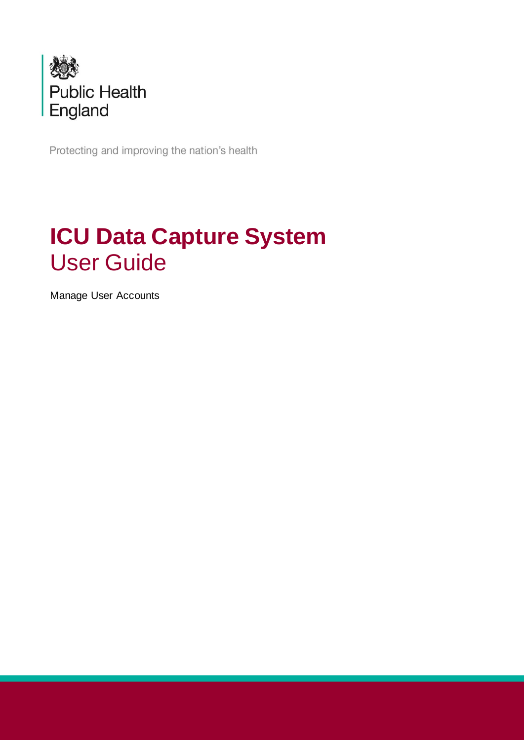Public Health England

Protecting and improving the nation's health

# ICU Data Capture System

## User Guide

Manage User Accounts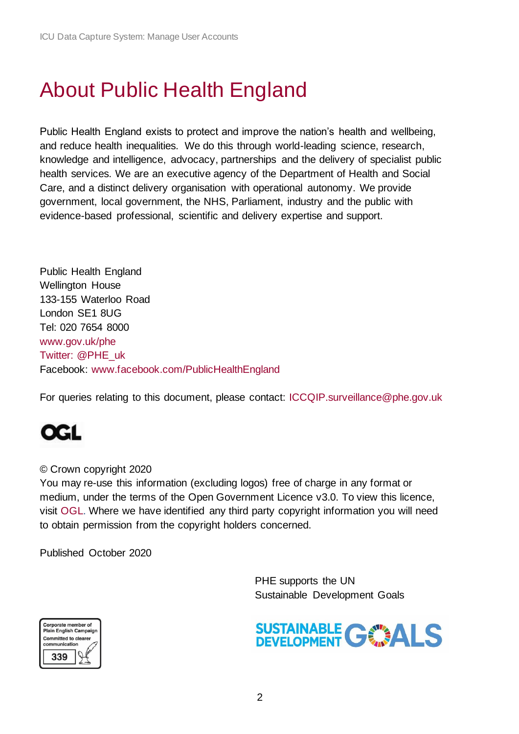# About Public Health England

Public Health England exists to protect and improve the nation's health and wellbeing, and reduce health inequalities. We do this through world-leading science, research, knowledge and intelligence, advocacy, partnerships and the delivery of specialist public health services. We are an executive agency of the Department of Health and Social Care, and a distinct delivery organisation with operational autonomy. We provide government, local government, the NHS, Parliament, industry and the public with evidence-based professional, scientific and delivery expertise and support.

Public Health England
Wellington House
133-155 Waterloo Road
London SE1 8UG
Tel: 020 7654 8000
www.gov.uk/phe
Twitter: @PHE_uk
Facebook: www.facebook.com/PublicHealthEngland

For queries relating to this document, please contact: ICCQIP.surveillance@phe.gov.uk

© Crown copyright 2020
You may re-use this information (excluding logos) free of charge in any format or medium, under the terms of the Open Government Licence v3.0. To view this licence, visit OGL. Where we have identified any third party copyright information you will need to obtain permission from the copyright holders concerned.

Published October 2020

PHE supports the UN Sustainable Development Goals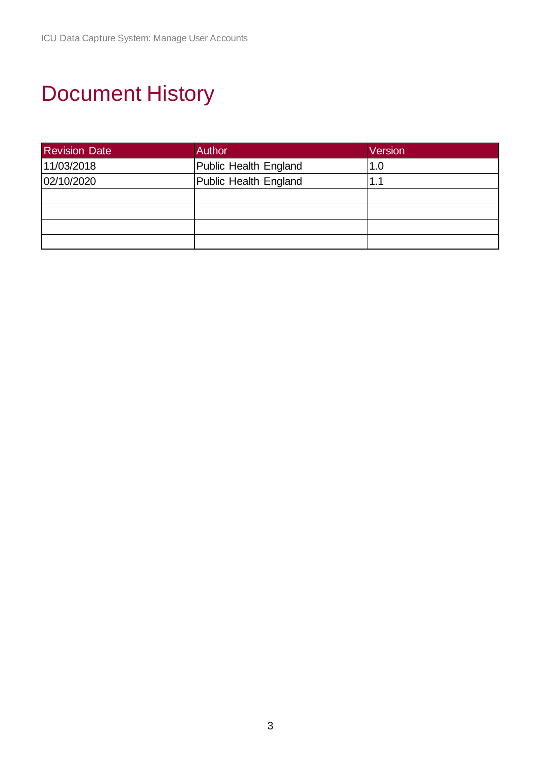# Document History

| Revision Date | Author | Version |
|---|---|---|
| 11/03/2018 | Public Health England | 1.0 |
| 02/10/2020 | Public Health England | 1.1 |
| | | |
| | | |
| | | |
| | | |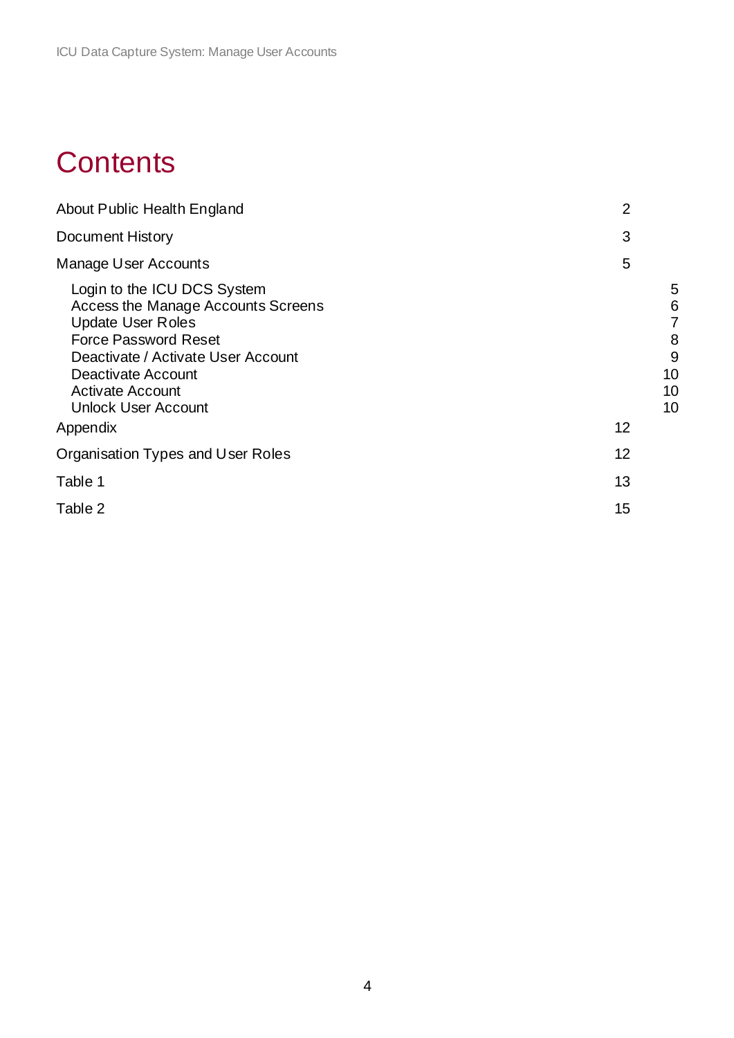# Contents

About Public Health England 2

Document History 3

Manage User Accounts 5

- Login to the ICU DCS System 5
- Access the Manage Accounts Screens 6
- Update User Roles 7
- Force Password Reset 8
- Deactivate / Activate User Account 9
- Deactivate Account 10
- Activate Account 10
- Unlock User Account 10

Appendix 12

Organisation Types and User Roles 12

Table 1 13

Table 2 15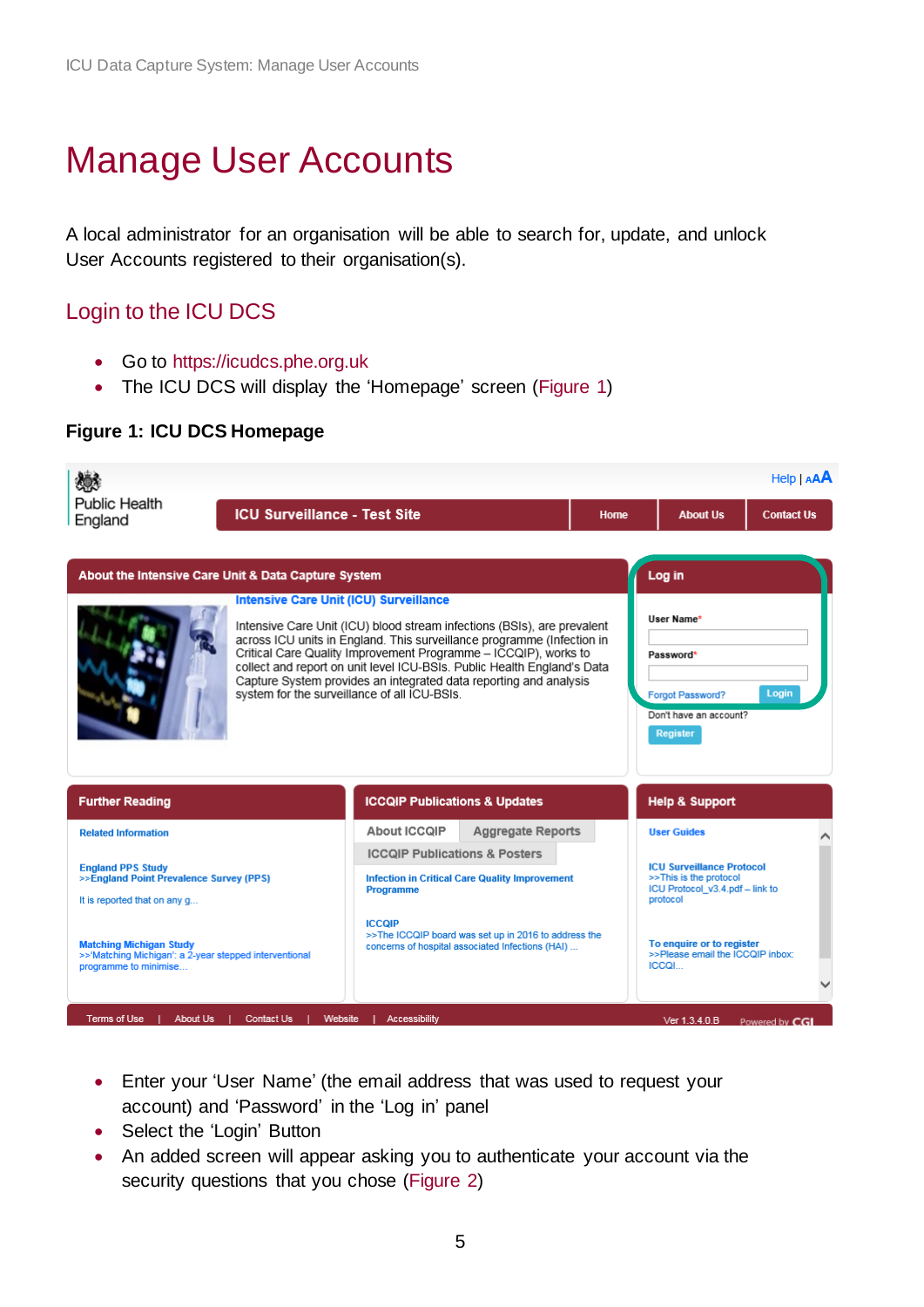# Manage User Accounts

A local administrator for an organisation will be able to search for, update, and unlock User Accounts registered to their organisation(s).

## Login to the ICU DCS

- Go to https://icudcs.phe.org.uk
- The ICU DCS will display the 'Homepage' screen (Figure 1)

**Figure 1: ICU DCS Homepage**

- Enter your 'User Name' (the email address that was used to request your account) and 'Password' in the 'Log in' panel
- Select the 'Login' Button
- An added screen will appear asking you to authenticate your account via the security questions that you chose (Figure 2)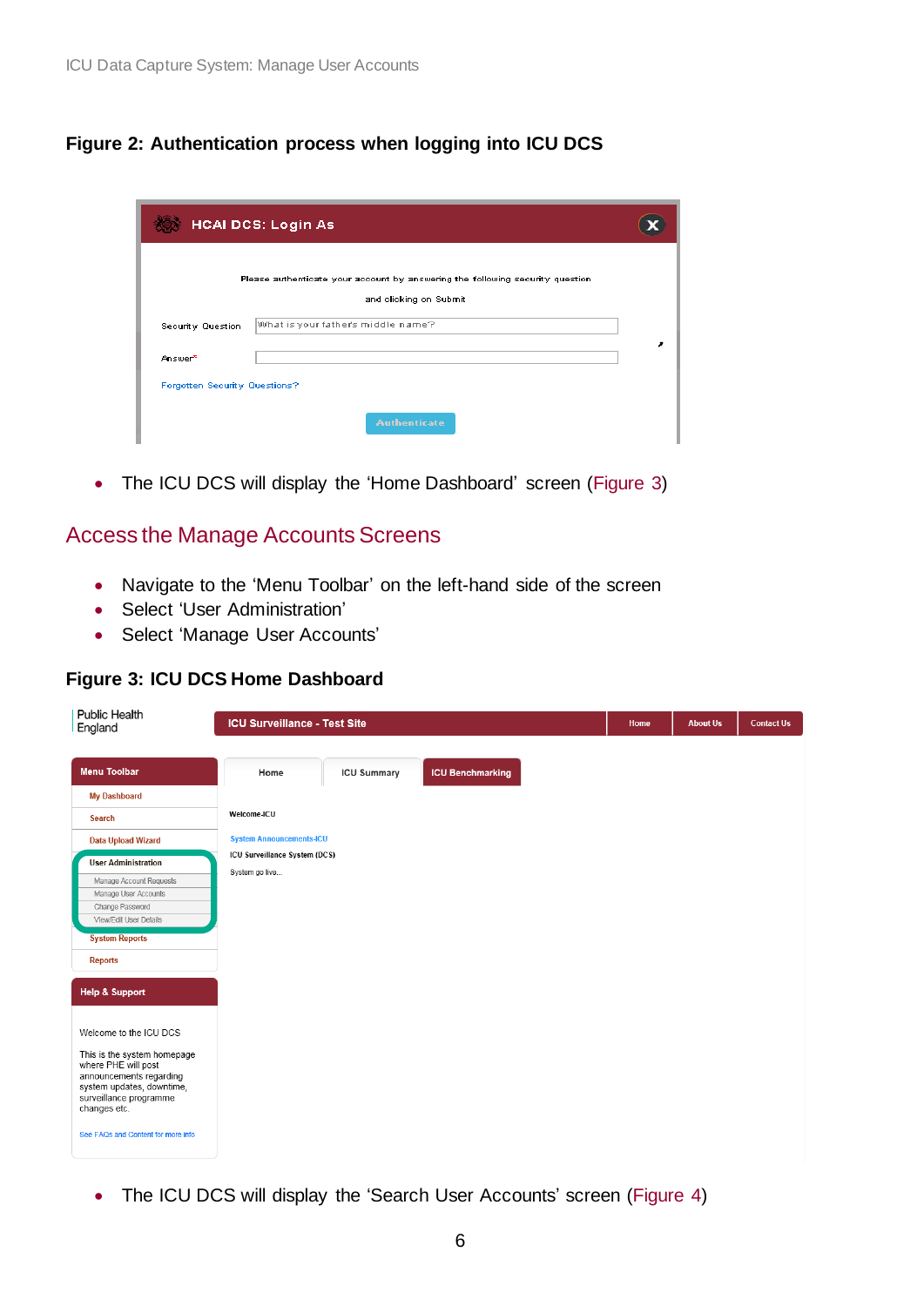**Figure 2: Authentication process when logging into ICU DCS**

- The ICU DCS will display the 'Home Dashboard' screen (Figure 3)

## Access the Manage Accounts Screens

- Navigate to the 'Menu Toolbar' on the left-hand side of the screen
- Select 'User Administration'
- Select 'Manage User Accounts'

**Figure 3: ICU DCS Home Dashboard**

- The ICU DCS will display the 'Search User Accounts' screen (Figure 4)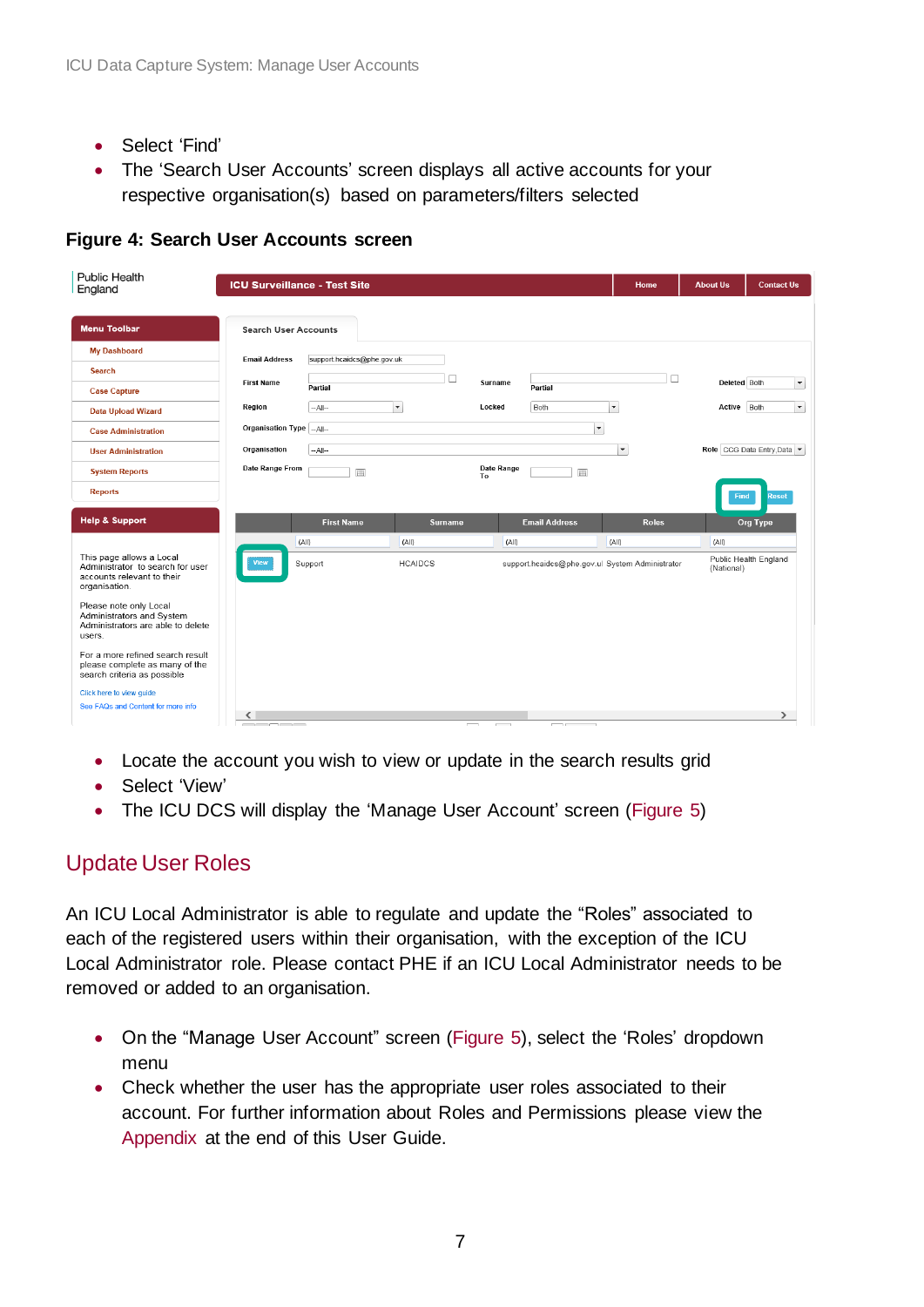- Select ‘Find’
- The ‘Search User Accounts’ screen displays all active accounts for your respective organisation(s) based on parameters/filters selected

**Figure 4: Search User Accounts screen**

- Locate the account you wish to view or update in the search results grid
- Select ‘View’
- The ICU DCS will display the ‘Manage User Account’ screen (Figure 5)

## Update User Roles

An ICU Local Administrator is able to regulate and update the “Roles” associated to each of the registered users within their organisation, with the exception of the ICU Local Administrator role. Please contact PHE if an ICU Local Administrator needs to be removed or added to an organisation.

- On the “Manage User Account” screen (Figure 5), select the ‘Roles’ dropdown menu
- Check whether the user has the appropriate user roles associated to their account. For further information about Roles and Permissions please view the Appendix at the end of this User Guide.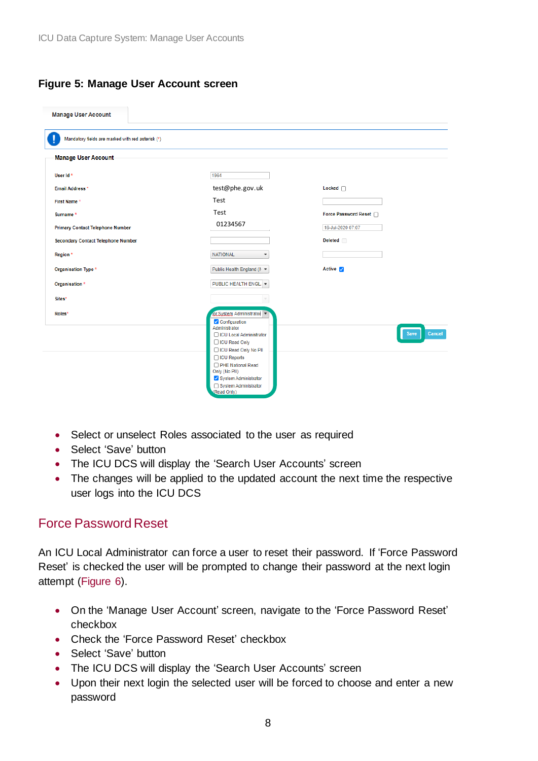**Figure 5: Manage User Account screen**

- Select or unselect Roles associated to the user as required
- Select 'Save' button
- The ICU DCS will display the 'Search User Accounts' screen
- The changes will be applied to the updated account the next time the respective user logs into the ICU DCS

## Force Password Reset

An ICU Local Administrator can force a user to reset their password. If 'Force Password Reset' is checked the user will be prompted to change their password at the next login attempt (Figure 6).

- On the 'Manage User Account' screen, navigate to the 'Force Password Reset' checkbox
- Check the 'Force Password Reset' checkbox
- Select 'Save' button
- The ICU DCS will display the 'Search User Accounts' screen
- Upon their next login the selected user will be forced to choose and enter a new password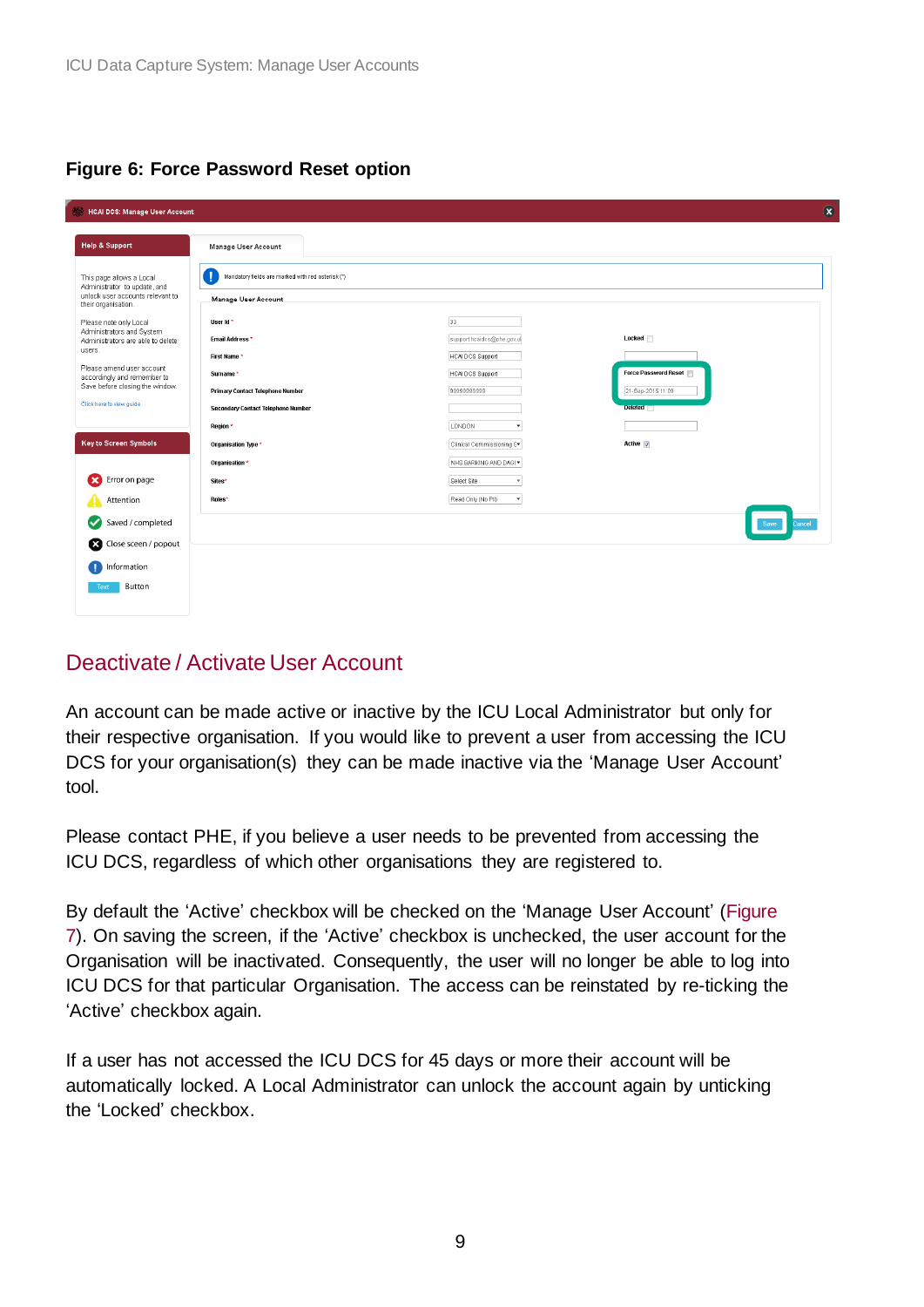**Figure 6: Force Password Reset option**

## Deactivate / Activate User Account

An account can be made active or inactive by the ICU Local Administrator but only for their respective organisation. If you would like to prevent a user from accessing the ICU DCS for your organisation(s) they can be made inactive via the 'Manage User Account' tool.

Please contact PHE, if you believe a user needs to be prevented from accessing the ICU DCS, regardless of which other organisations they are registered to.

By default the 'Active' checkbox will be checked on the 'Manage User Account' (Figure 7). On saving the screen, if the 'Active' checkbox is unchecked, the user account for the Organisation will be inactivated. Consequently, the user will no longer be able to log into ICU DCS for that particular Organisation. The access can be reinstated by re-ticking the 'Active' checkbox again.

If a user has not accessed the ICU DCS for 45 days or more their account will be automatically locked. A Local Administrator can unlock the account again by unticking the 'Locked' checkbox.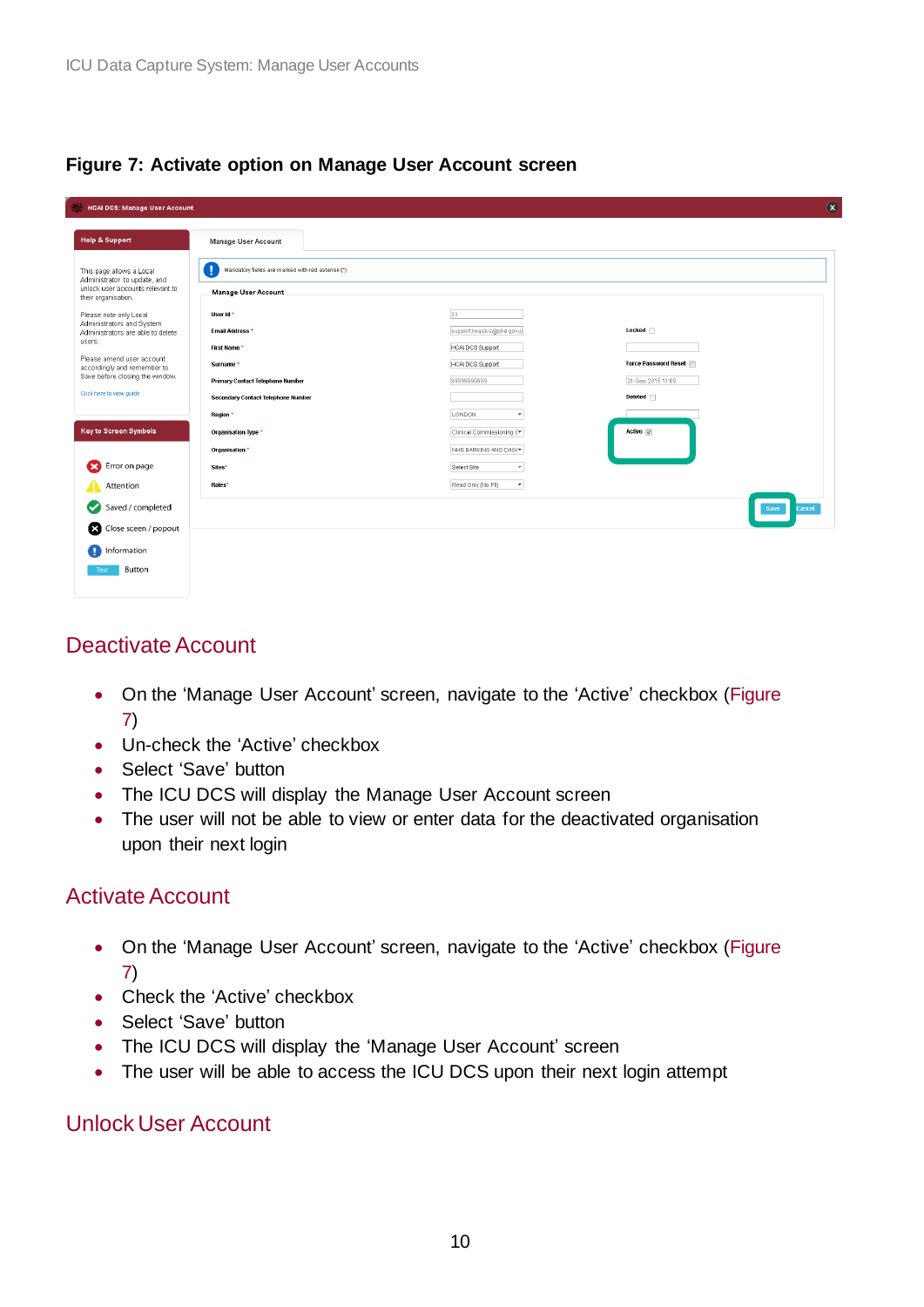**Figure 7: Activate option on Manage User Account screen**

## Deactivate Account

- On the 'Manage User Account' screen, navigate to the 'Active' checkbox (Figure 7)
- Un-check the 'Active' checkbox
- Select 'Save' button
- The ICU DCS will display the Manage User Account screen
- The user will not be able to view or enter data for the deactivated organisation upon their next login

## Activate Account

- On the 'Manage User Account' screen, navigate to the 'Active' checkbox (Figure 7)
- Check the 'Active' checkbox
- Select 'Save' button
- The ICU DCS will display the 'Manage User Account' screen
- The user will be able to access the ICU DCS upon their next login attempt

## Unlock User Account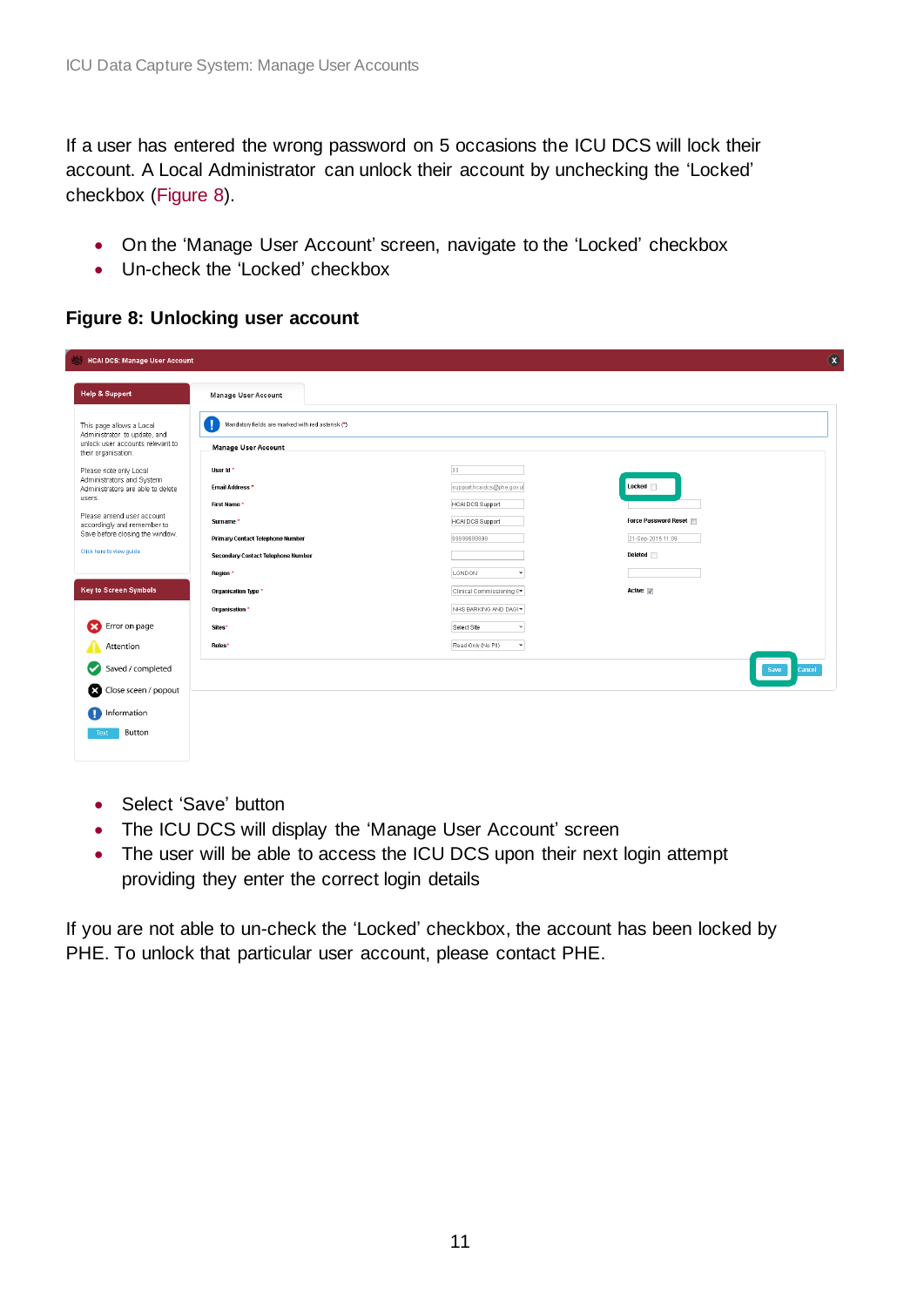If a user has entered the wrong password on 5 occasions the ICU DCS will lock their account. A Local Administrator can unlock their account by unchecking the 'Locked' checkbox (Figure 8).

- On the 'Manage User Account' screen, navigate to the 'Locked' checkbox
- Un-check the 'Locked' checkbox

**Figure 8: Unlocking user account**

- Select 'Save' button
- The ICU DCS will display the 'Manage User Account' screen
- The user will be able to access the ICU DCS upon their next login attempt providing they enter the correct login details

If you are not able to un-check the 'Locked' checkbox, the account has been locked by PHE. To unlock that particular user account, please contact PHE.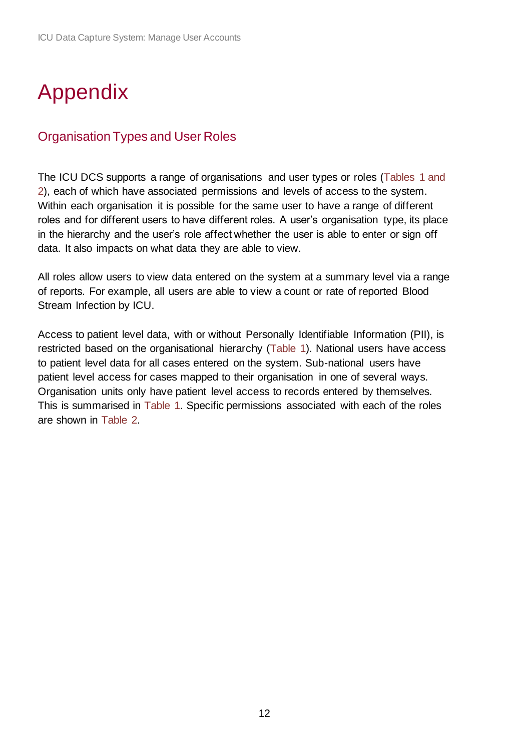# Appendix

## Organisation Types and User Roles

The ICU DCS supports a range of organisations and user types or roles (Tables 1 and 2), each of which have associated permissions and levels of access to the system. Within each organisation it is possible for the same user to have a range of different roles and for different users to have different roles. A user's organisation type, its place in the hierarchy and the user's role affect whether the user is able to enter or sign off data. It also impacts on what data they are able to view.

All roles allow users to view data entered on the system at a summary level via a range of reports. For example, all users are able to view a count or rate of reported Blood Stream Infection by ICU.

Access to patient level data, with or without Personally Identifiable Information (PII), is restricted based on the organisational hierarchy (Table 1). National users have access to patient level data for all cases entered on the system. Sub-national users have patient level access for cases mapped to their organisation in one of several ways. Organisation units only have patient level access to records entered by themselves. This is summarised in Table 1. Specific permissions associated with each of the roles are shown in Table 2.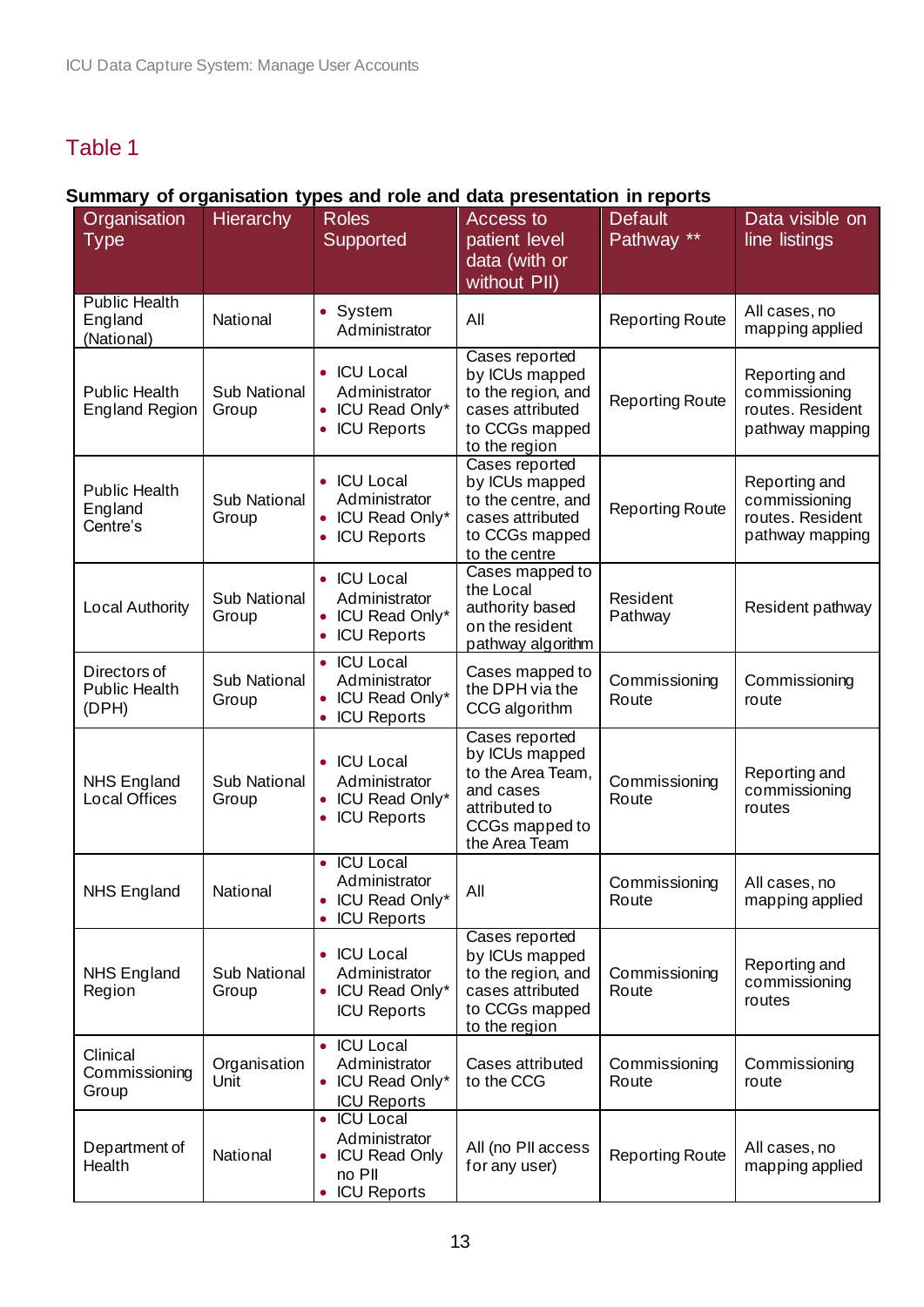## Table 1

**Summary of organisation types and role and data presentation in reports**

| Organisation Type | Hierarchy | Roles Supported | Access to patient level data (with or without PII) | Default Pathway ** | Data visible on line listings |
|---|---|---|---|---|---|
| Public Health England (National) | National | • System Administrator | All | Reporting Route | All cases, no mapping applied |
| Public Health England Region | Sub National Group | • ICU Local Administrator<br>• ICU Read Only*<br>• ICU Reports | Cases reported by ICUs mapped to the region, and cases attributed to CCGs mapped to the region | Reporting Route | Reporting and commissioning routes. Resident pathway mapping |
| Public Health England Centre's | Sub National Group | • ICU Local Administrator<br>• ICU Read Only*<br>• ICU Reports | Cases reported by ICUs mapped to the centre, and cases attributed to CCGs mapped to the centre | Reporting Route | Reporting and commissioning routes. Resident pathway mapping |
| Local Authority | Sub National Group | • ICU Local Administrator<br>• ICU Read Only*<br>• ICU Reports | Cases mapped to the Local authority based on the resident pathway algorithm | Resident Pathway | Resident pathway |
| Directors of Public Health (DPH) | Sub National Group | • ICU Local Administrator<br>• ICU Read Only*<br>• ICU Reports | Cases mapped to the DPH via the CCG algorithm | Commissioning Route | Commissioning route |
| NHS England Local Offices | Sub National Group | • ICU Local Administrator<br>• ICU Read Only*<br>• ICU Reports | Cases reported by ICUs mapped to the Area Team, and cases attributed to CCGs mapped to the Area Team | Commissioning Route | Reporting and commissioning routes |
| NHS England | National | • ICU Local Administrator<br>• ICU Read Only*<br>• ICU Reports | All | Commissioning Route | All cases, no mapping applied |
| NHS England Region | Sub National Group | • ICU Local Administrator<br>• ICU Read Only*<br>ICU Reports | Cases reported by ICUs mapped to the region, and cases attributed to CCGs mapped to the region | Commissioning Route | Reporting and commissioning routes |
| Clinical Commissioning Group | Organisation Unit | • ICU Local Administrator<br>• ICU Read Only*<br>ICU Reports | Cases attributed to the CCG | Commissioning Route | Commissioning route |
| Department of Health | National | • ICU Local Administrator<br>• ICU Read Only no PII<br>• ICU Reports | All (no PII access for any user) | Reporting Route | All cases, no mapping applied |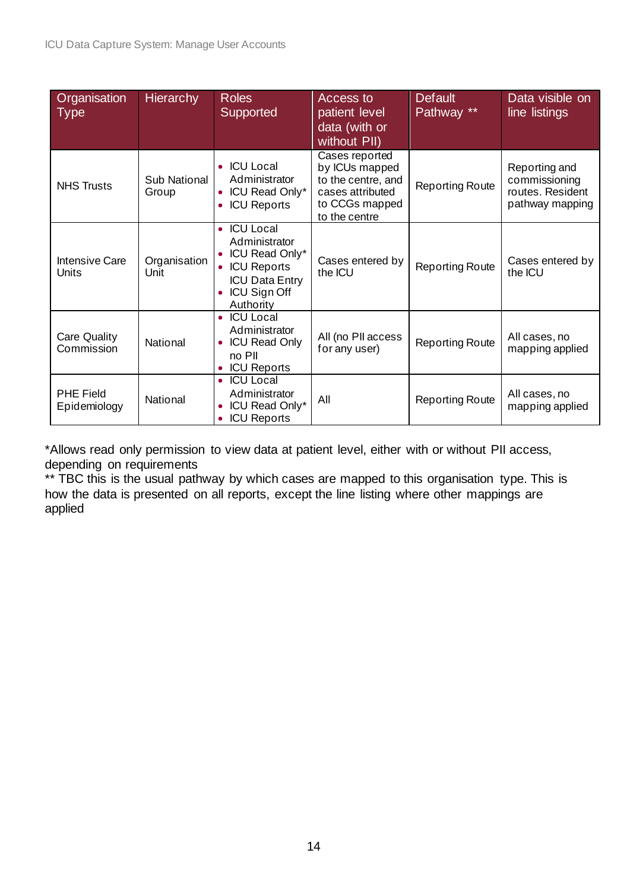| Organisation Type | Hierarchy | Roles Supported | Access to patient level data (with or without PII) | Default Pathway ** | Data visible on line listings |
|---|---|---|---|---|---|
| NHS Trusts | Sub National Group | • ICU Local Administrator<br>• ICU Read Only*<br>• ICU Reports | Cases reported by ICUs mapped to the centre, and cases attributed to CCGs mapped to the centre | Reporting Route | Reporting and commissioning routes. Resident pathway mapping |
| Intensive Care Units | Organisation Unit | • ICU Local Administrator<br>• ICU Read Only*<br>• ICU Reports ICU Data Entry<br>• ICU Sign Off Authority | Cases entered by the ICU | Reporting Route | Cases entered by the ICU |
| Care Quality Commission | National | • ICU Local Administrator<br>• ICU Read Only no PII<br>• ICU Reports | All (no PII access for any user) | Reporting Route | All cases, no mapping applied |
| PHE Field Epidemiology | National | • ICU Local Administrator<br>• ICU Read Only*<br>• ICU Reports | All | Reporting Route | All cases, no mapping applied |

*Allows read only permission to view data at patient level, either with or without PII access, depending on requirements

** TBC this is the usual pathway by which cases are mapped to this organisation type. This is how the data is presented on all reports, except the line listing where other mappings are applied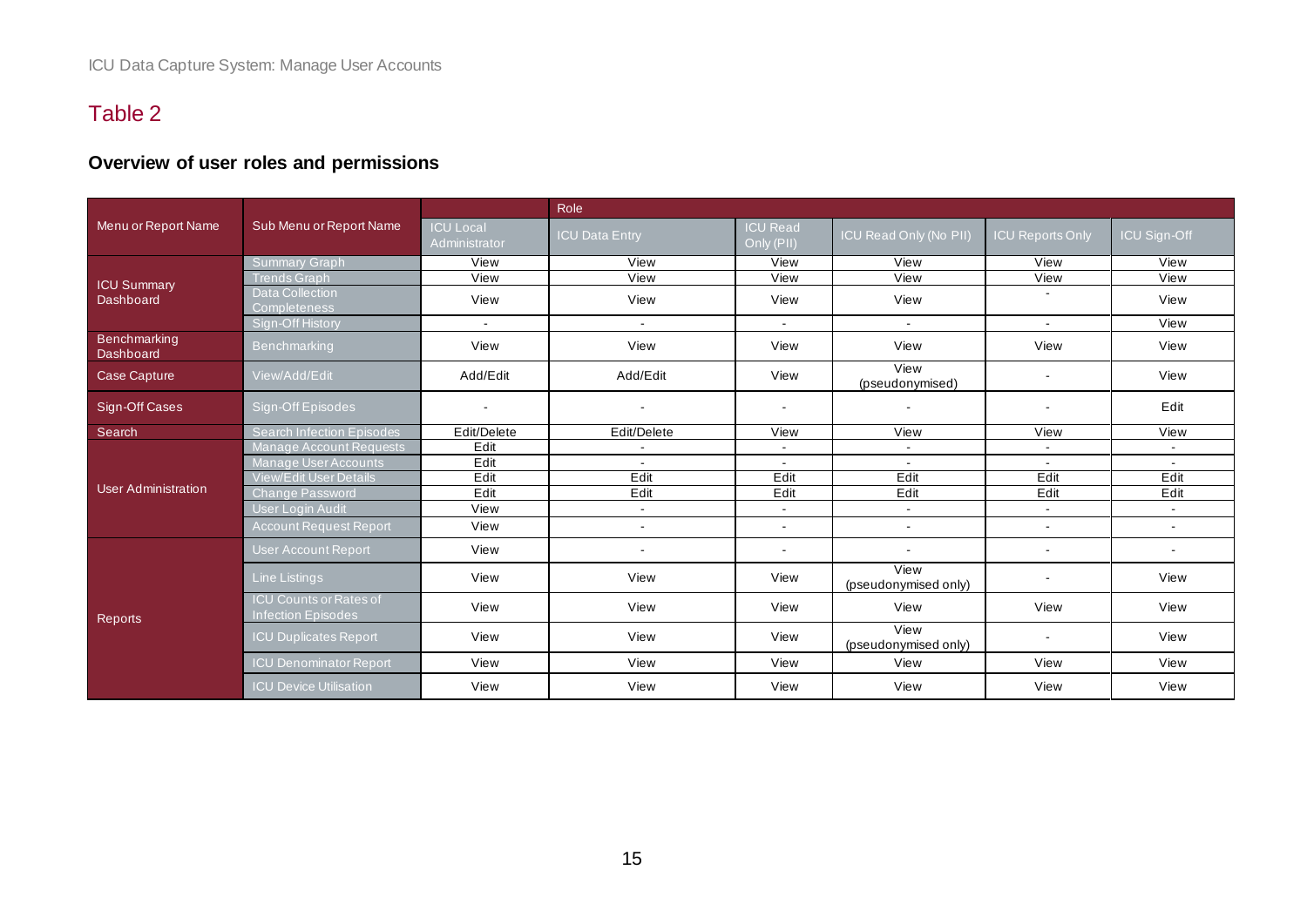## Table 2

### Overview of user roles and permissions

| Menu or Report Name | Sub Menu or Report Name | Role | | | | | |
|---|---|---|---|---|---|---|---|
| | | ICU Local Administrator | ICU Data Entry | ICU Read Only (PII) | ICU Read Only (No PII) | ICU Reports Only | ICU Sign-Off |
| ICU Summary Dashboard | Summary Graph | View | View | View | View | View | View |
| | Trends Graph | View | View | View | View | View | View |
| | Data Collection Completeness | View | View | View | View | - | View |
| | Sign-Off History | - | - | - | - | - | View |
| Benchmarking Dashboard | Benchmarking | View | View | View | View | View | View |
| Case Capture | View/Add/Edit | Add/Edit | Add/Edit | View | View (pseudonymised) | - | View |
| Sign-Off Cases | Sign-Off Episodes | - | - | - | - | - | Edit |
| Search | Search Infection Episodes | Edit/Delete | Edit/Delete | View | View | View | View |
| User Administration | Manage Account Requests | Edit | - | - | - | - | - |
| | Manage User Accounts | Edit | - | - | - | - | - |
| | View/Edit User Details | Edit | Edit | Edit | Edit | Edit | Edit |
| | Change Password | Edit | Edit | Edit | Edit | Edit | Edit |
| | User Login Audit | View | - | - | - | - | - |
| | Account Request Report | View | - | - | - | - | - |
| Reports | User Account Report | View | - | - | - | - | - |
| | Line Listings | View | View | View | View (pseudonymised only) | - | View |
| | ICU Counts or Rates of Infection Episodes | View | View | View | View | View | View |
| | ICU Duplicates Report | View | View | View | View (pseudonymised only) | - | View |
| | ICU Denominator Report | View | View | View | View | View | View |
| | ICU Device Utilisation | View | View | View | View | View | View |